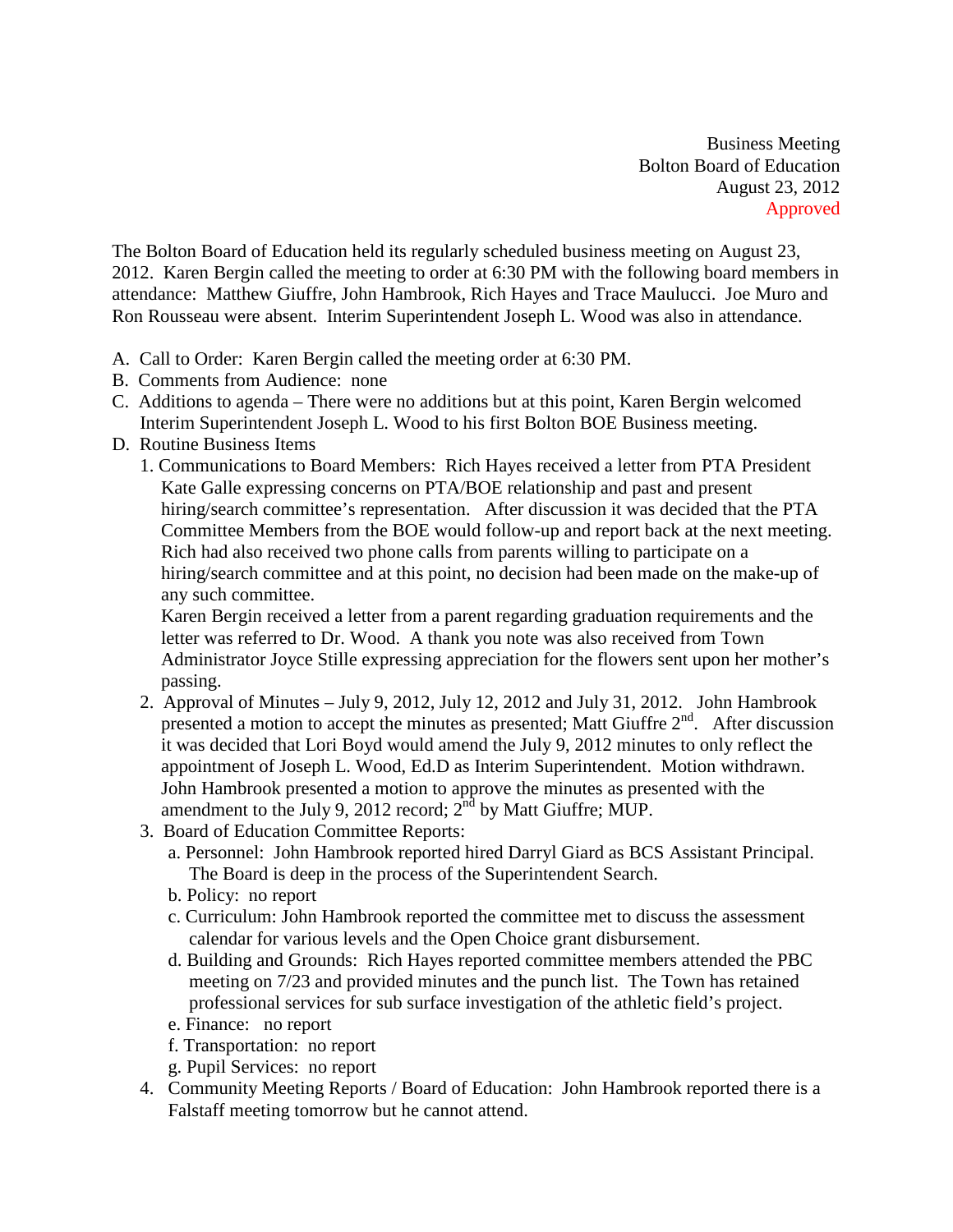Business Meeting
Bolton Board of Education
August 23, 2012
Approved

The Bolton Board of Education held its regularly scheduled business meeting on August 23, 2012. Karen Bergin called the meeting to order at 6:30 PM with the following board members in attendance: Matthew Giuffre, John Hambrook, Rich Hayes and Trace Maulucci. Joe Muro and Ron Rousseau were absent. Interim Superintendent Joseph L. Wood was also in attendance.

A. Call to Order: Karen Bergin called the meeting order at 6:30 PM.
B. Comments from Audience: none
C. Additions to agenda – There were no additions but at this point, Karen Bergin welcomed Interim Superintendent Joseph L. Wood to his first Bolton BOE Business meeting.
D. Routine Business Items
   1. Communications to Board Members: Rich Hayes received a letter from PTA President Kate Galle expressing concerns on PTA/BOE relationship and past and present hiring/search committee's representation. After discussion it was decided that the PTA Committee Members from the BOE would follow-up and report back at the next meeting. Rich had also received two phone calls from parents willing to participate on a hiring/search committee and at this point, no decision had been made on the make-up of any such committee.
      Karen Bergin received a letter from a parent regarding graduation requirements and the letter was referred to Dr. Wood. A thank you note was also received from Town Administrator Joyce Stille expressing appreciation for the flowers sent upon her mother's passing.
   2. Approval of Minutes – July 9, 2012, July 12, 2012 and July 31, 2012. John Hambrook presented a motion to accept the minutes as presented; Matt Giuffre 2nd. After discussion it was decided that Lori Boyd would amend the July 9, 2012 minutes to only reflect the appointment of Joseph L. Wood, Ed.D as Interim Superintendent. Motion withdrawn. John Hambrook presented a motion to approve the minutes as presented with the amendment to the July 9, 2012 record; 2nd by Matt Giuffre; MUP.
   3. Board of Education Committee Reports:
      a. Personnel: John Hambrook reported hired Darryl Giard as BCS Assistant Principal. The Board is deep in the process of the Superintendent Search.
      b. Policy: no report
      c. Curriculum: John Hambrook reported the committee met to discuss the assessment calendar for various levels and the Open Choice grant disbursement.
      d. Building and Grounds: Rich Hayes reported committee members attended the PBC meeting on 7/23 and provided minutes and the punch list. The Town has retained professional services for sub surface investigation of the athletic field's project.
      e. Finance: no report
      f. Transportation: no report
      g. Pupil Services: no report
   4. Community Meeting Reports / Board of Education: John Hambrook reported there is a Falstaff meeting tomorrow but he cannot attend.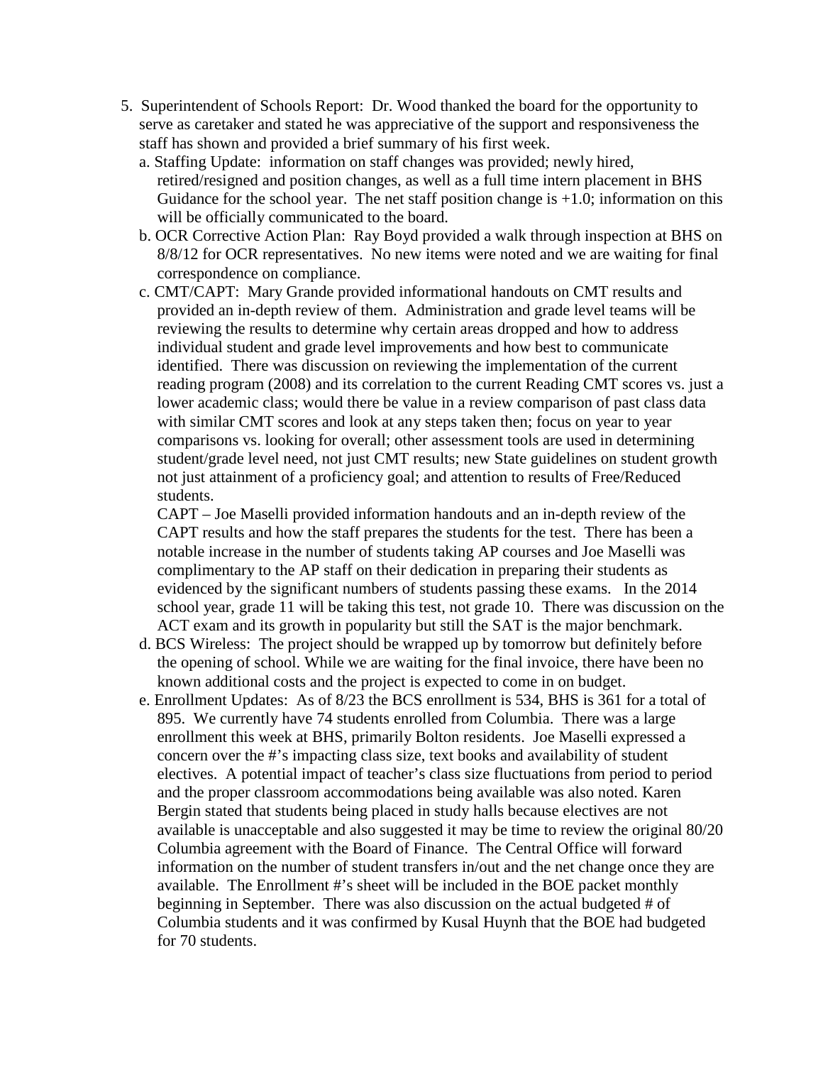5. Superintendent of Schools Report: Dr. Wood thanked the board for the opportunity to serve as caretaker and stated he was appreciative of the support and responsiveness the staff has shown and provided a brief summary of his first week.

   a. Staffing Update: information on staff changes was provided; newly hired, retired/resigned and position changes, as well as a full time intern placement in BHS Guidance for the school year. The net staff position change is +1.0; information on this will be officially communicated to the board.

   b. OCR Corrective Action Plan: Ray Boyd provided a walk through inspection at BHS on 8/8/12 for OCR representatives. No new items were noted and we are waiting for final correspondence on compliance.

   c. CMT/CAPT: Mary Grande provided informational handouts on CMT results and provided an in-depth review of them. Administration and grade level teams will be reviewing the results to determine why certain areas dropped and how to address individual student and grade level improvements and how best to communicate identified. There was discussion on reviewing the implementation of the current reading program (2008) and its correlation to the current Reading CMT scores vs. just a lower academic class; would there be value in a review comparison of past class data with similar CMT scores and look at any steps taken then; focus on year to year comparisons vs. looking for overall; other assessment tools are used in determining student/grade level need, not just CMT results; new State guidelines on student growth not just attainment of a proficiency goal; and attention to results of Free/Reduced students.

      CAPT – Joe Maselli provided information handouts and an in-depth review of the CAPT results and how the staff prepares the students for the test. There has been a notable increase in the number of students taking AP courses and Joe Maselli was complimentary to the AP staff on their dedication in preparing their students as evidenced by the significant numbers of students passing these exams. In the 2014 school year, grade 11 will be taking this test, not grade 10. There was discussion on the ACT exam and its growth in popularity but still the SAT is the major benchmark.

   d. BCS Wireless: The project should be wrapped up by tomorrow but definitely before the opening of school. While we are waiting for the final invoice, there have been no known additional costs and the project is expected to come in on budget.

   e. Enrollment Updates: As of 8/23 the BCS enrollment is 534, BHS is 361 for a total of 895. We currently have 74 students enrolled from Columbia. There was a large enrollment this week at BHS, primarily Bolton residents. Joe Maselli expressed a concern over the #'s impacting class size, text books and availability of student electives. A potential impact of teacher's class size fluctuations from period to period and the proper classroom accommodations being available was also noted. Karen Bergin stated that students being placed in study halls because electives are not available is unacceptable and also suggested it may be time to review the original 80/20 Columbia agreement with the Board of Finance. The Central Office will forward information on the number of student transfers in/out and the net change once they are available. The Enrollment #'s sheet will be included in the BOE packet monthly beginning in September. There was also discussion on the actual budgeted # of Columbia students and it was confirmed by Kusal Huynh that the BOE had budgeted for 70 students.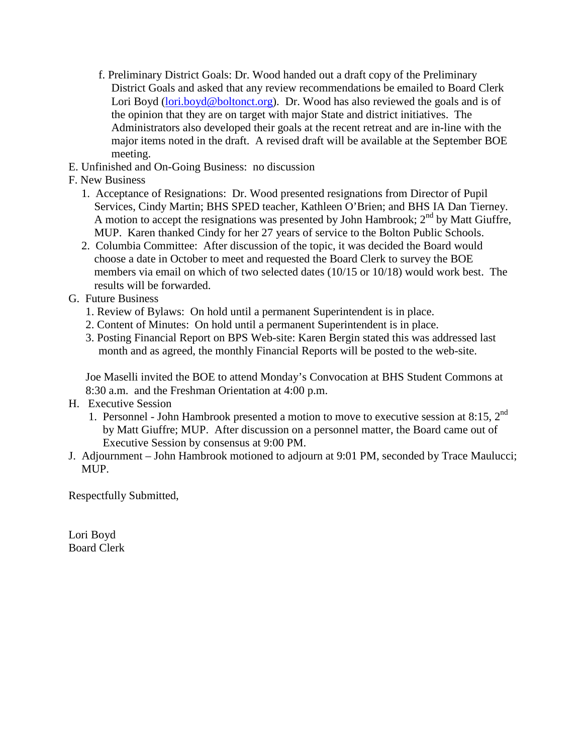f. Preliminary District Goals: Dr. Wood handed out a draft copy of the Preliminary District Goals and asked that any review recommendations be emailed to Board Clerk Lori Boyd (lori.boyd@boltonct.org). Dr. Wood has also reviewed the goals and is of the opinion that they are on target with major State and district initiatives. The Administrators also developed their goals at the recent retreat and are in-line with the major items noted in the draft. A revised draft will be available at the September BOE meeting.

E. Unfinished and On-Going Business: no discussion

F. New Business

1. Acceptance of Resignations: Dr. Wood presented resignations from Director of Pupil Services, Cindy Martin; BHS SPED teacher, Kathleen O'Brien; and BHS IA Dan Tierney. A motion to accept the resignations was presented by John Hambrook; 2nd by Matt Giuffre, MUP. Karen thanked Cindy for her 27 years of service to the Bolton Public Schools.
2. Columbia Committee: After discussion of the topic, it was decided the Board would choose a date in October to meet and requested the Board Clerk to survey the BOE members via email on which of two selected dates (10/15 or 10/18) would work best. The results will be forwarded.

G. Future Business

1. Review of Bylaws: On hold until a permanent Superintendent is in place.
2. Content of Minutes: On hold until a permanent Superintendent is in place.
3. Posting Financial Report on BPS Web-site: Karen Bergin stated this was addressed last month and as agreed, the monthly Financial Reports will be posted to the web-site.

Joe Maselli invited the BOE to attend Monday's Convocation at BHS Student Commons at 8:30 a.m. and the Freshman Orientation at 4:00 p.m.

H. Executive Session

1. Personnel - John Hambrook presented a motion to move to executive session at 8:15, 2nd by Matt Giuffre; MUP. After discussion on a personnel matter, the Board came out of Executive Session by consensus at 9:00 PM.

J. Adjournment – John Hambrook motioned to adjourn at 9:01 PM, seconded by Trace Maulucci; MUP.

Respectfully Submitted,

Lori Boyd
Board Clerk